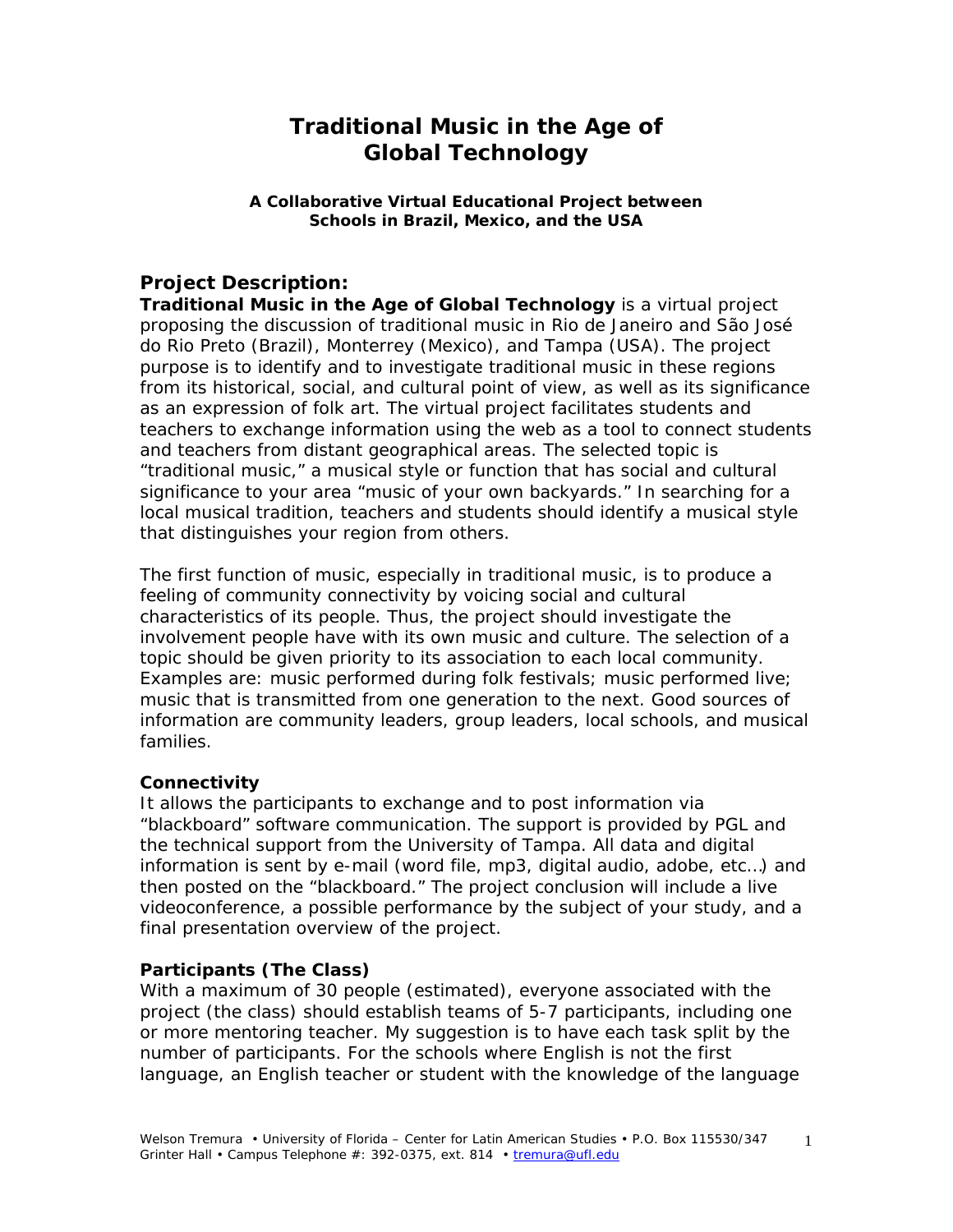# Traditional Music in the Age of Global Technology

**A Collaborative Virtual Educational Project between Schools in Brazil, Mexico, and the USA**

## Project Description:

**Traditional Music in the Age of Global Technology** is a virtual project proposing the discussion of traditional music in Rio de Janeiro and São José do Rio Preto (Brazil), Monterrey (Mexico), and Tampa (USA). The project purpose is to identify and to investigate traditional music in these regions from its historical, social, and cultural point of view, as well as its significance as an expression of folk art. The virtual project facilitates students and teachers to exchange information using the web as a tool to connect students and teachers from distant geographical areas. The selected topic is "traditional music," a musical style or function that has social and cultural significance to your area "music of your own backyards." In searching for a local musical tradition, teachers and students should identify a musical style that distinguishes your region from others.

The first function of music, especially in traditional music, is to produce a feeling of community connectivity by voicing social and cultural characteristics of its people. Thus, the project should investigate the involvement people have with its own music and culture. The selection of a topic should be given priority to its association to each local community. Examples are: music performed during folk festivals; music performed live; music that is transmitted from one generation to the next. Good sources of information are community leaders, group leaders, local schools, and musical families.

### Connectivity

It allows the participants to exchange and to post information via "blackboard" software communication. The support is provided by PGL and the technical support from the University of Tampa. All data and digital information is sent by e-mail (word file, mp3, digital audio, adobe, etc…) and then posted on the "blackboard." The project conclusion will include a live videoconference, a possible performance by the subject of your study, and a final presentation overview of the project.

### Participants (The Class)

With a maximum of 30 people (estimated), everyone associated with the project (the class) should establish teams of 5-7 participants, including one or more mentoring teacher. My suggestion is to have each task split by the number of participants. For the schools where English is not the first language, an English teacher or student with the knowledge of the language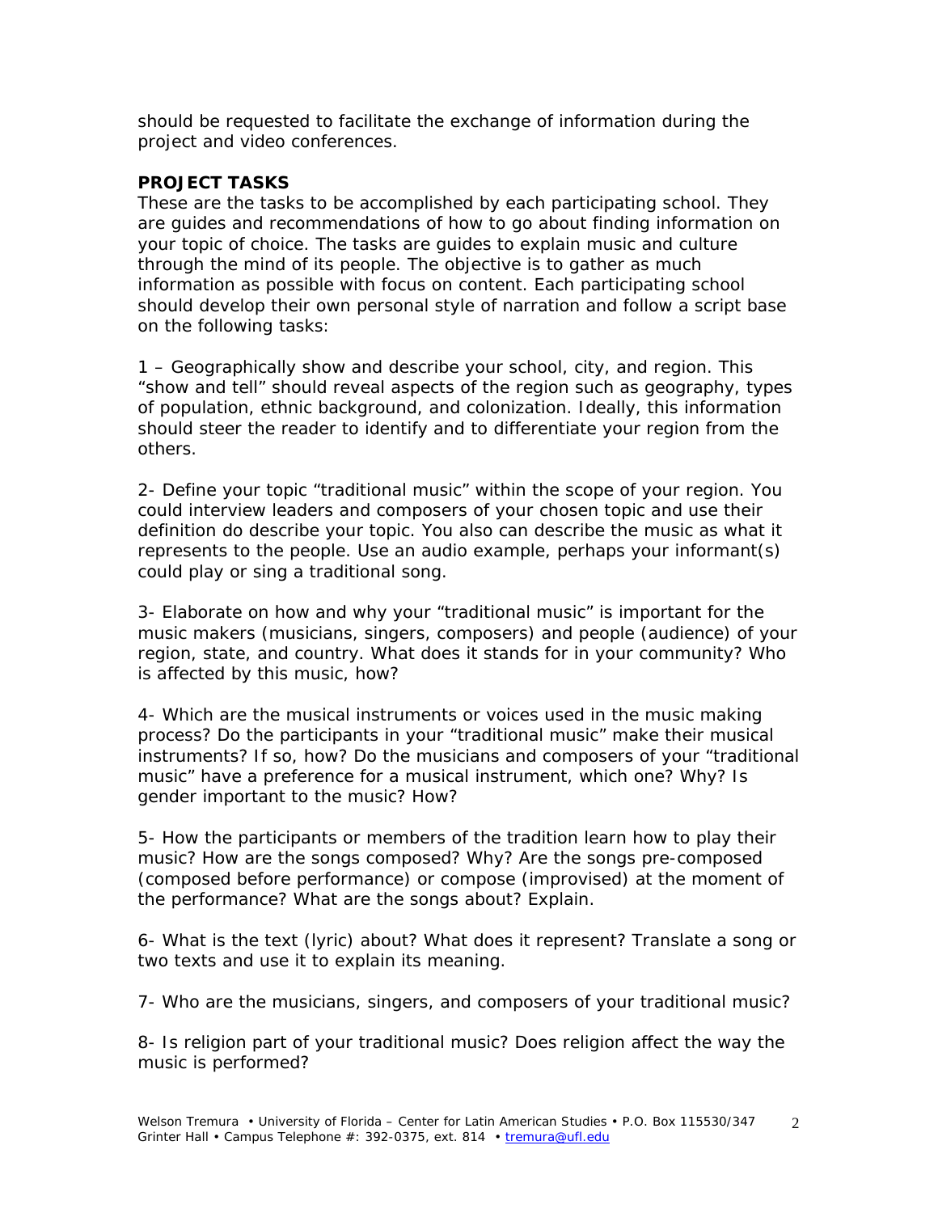should be requested to facilitate the exchange of information during the project and video conferences.

**PROJECT TASKS**

These are the tasks to be accomplished by each participating school. They are guides and recommendations of how to go about finding information on your topic of choice. The tasks are guides to explain music and culture through the mind of its people. The objective is to gather as much information as possible with focus on content. Each participating school should develop their own personal style of narration and follow a script base on the following tasks:

1 – Geographically show and describe your school, city, and region. This "show and tell" should reveal aspects of the region such as geography, types of population, ethnic background, and colonization. Ideally, this information should steer the reader to identify and to differentiate your region from the others.

2- Define your topic "traditional music" within the scope of your region. You could interview leaders and composers of your chosen topic and use their definition do describe your topic. You also can describe the music as what it represents to the people. Use an audio example, perhaps your informant(s) could play or sing a traditional song.

3- Elaborate on how and why your "traditional music" is important for the music makers (musicians, singers, composers) and people (audience) of your region, state, and country. What does it stands for in your community? Who is affected by this music, how?

4- Which are the musical instruments or voices used in the music making process? Do the participants in your "traditional music" make their musical instruments? If so, how? Do the musicians and composers of your "traditional music" have a preference for a musical instrument, which one? Why? Is gender important to the music? How?

5- How the participants or members of the tradition learn how to play their music? How are the songs composed? Why? Are the songs pre-composed (composed before performance) or compose (improvised) at the moment of the performance? What are the songs about? Explain.

6- What is the text (lyric) about? What does it represent? Translate a song or two texts and use it to explain its meaning.

7- Who are the musicians, singers, and composers of your traditional music?

8- Is religion part of your traditional music? Does religion affect the way the music is performed?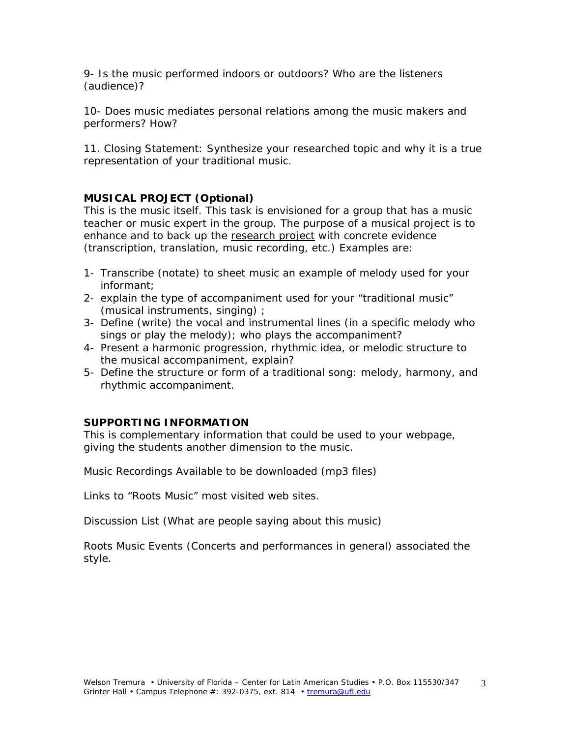9- Is the music performed indoors or outdoors? Who are the listeners (audience)?

10- Does music mediates personal relations among the music makers and performers? How?

11. Closing Statement: Synthesize your researched topic and why it is a true representation of your traditional music.

**MUSICAL PROJECT (Optional)**

This is the music itself. This task is envisioned for a group that has a music teacher or music expert in the group. The purpose of a musical project is to enhance and to back up the research project with concrete evidence (transcription, translation, music recording, etc.) Examples are:

1- Transcribe (notate) to sheet music an example of melody used for your informant;
2- explain the type of accompaniment used for your "traditional music" (musical instruments, singing) ;
3- Define (write) the vocal and instrumental lines (in a specific melody who sings or play the melody); who plays the accompaniment?
4- Present a harmonic progression, rhythmic idea, or melodic structure to the musical accompaniment, explain?
5- Define the structure or form of a traditional song: melody, harmony, and rhythmic accompaniment.

**SUPPORTING INFORMATION**

This is complementary information that could be used to your webpage, giving the students another dimension to the music.

Music Recordings Available to be downloaded (mp3 files)

Links to "Roots Music" most visited web sites.

Discussion List (What are people saying about this music)

Roots Music Events (Concerts and performances in general) associated the style.